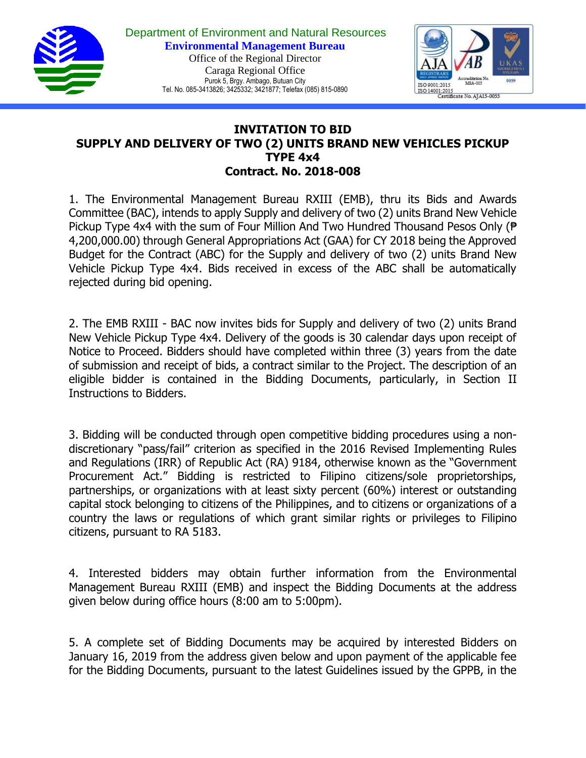Department of Environment and Natural Resources
**Environmental Management Bureau**
Office of the Regional Director
Caraga Regional Office
Purok 5, Brgy. Ambago, Butuan City
Tel. No. 085-3413826; 3425332; 3421877; Telefax (085) 815-0890

# INVITATION TO BID
## SUPPLY AND DELIVERY OF TWO (2) UNITS BRAND NEW VEHICLES PICKUP TYPE 4x4
## Contract. No. 2018-008

1. The Environmental Management Bureau RXIII (EMB), thru its Bids and Awards Committee (BAC), intends to apply Supply and delivery of two (2) units Brand New Vehicle Pickup Type 4x4 with the sum of Four Million And Two Hundred Thousand Pesos Only (₱ 4,200,000.00) through General Appropriations Act (GAA) for CY 2018 being the Approved Budget for the Contract (ABC) for the Supply and delivery of two (2) units Brand New Vehicle Pickup Type 4x4. Bids received in excess of the ABC shall be automatically rejected during bid opening.

2. The EMB RXIII - BAC now invites bids for Supply and delivery of two (2) units Brand New Vehicle Pickup Type 4x4. Delivery of the goods is 30 calendar days upon receipt of Notice to Proceed. Bidders should have completed within three (3) years from the date of submission and receipt of bids, a contract similar to the Project. The description of an eligible bidder is contained in the Bidding Documents, particularly, in Section II Instructions to Bidders.

3. Bidding will be conducted through open competitive bidding procedures using a non-discretionary "pass/fail" criterion as specified in the 2016 Revised Implementing Rules and Regulations (IRR) of Republic Act (RA) 9184, otherwise known as the "Government Procurement Act." Bidding is restricted to Filipino citizens/sole proprietorships, partnerships, or organizations with at least sixty percent (60%) interest or outstanding capital stock belonging to citizens of the Philippines, and to citizens or organizations of a country the laws or regulations of which grant similar rights or privileges to Filipino citizens, pursuant to RA 5183.

4. Interested bidders may obtain further information from the Environmental Management Bureau RXIII (EMB) and inspect the Bidding Documents at the address given below during office hours (8:00 am to 5:00pm).

5. A complete set of Bidding Documents may be acquired by interested Bidders on January 16, 2019 from the address given below and upon payment of the applicable fee for the Bidding Documents, pursuant to the latest Guidelines issued by the GPPB, in the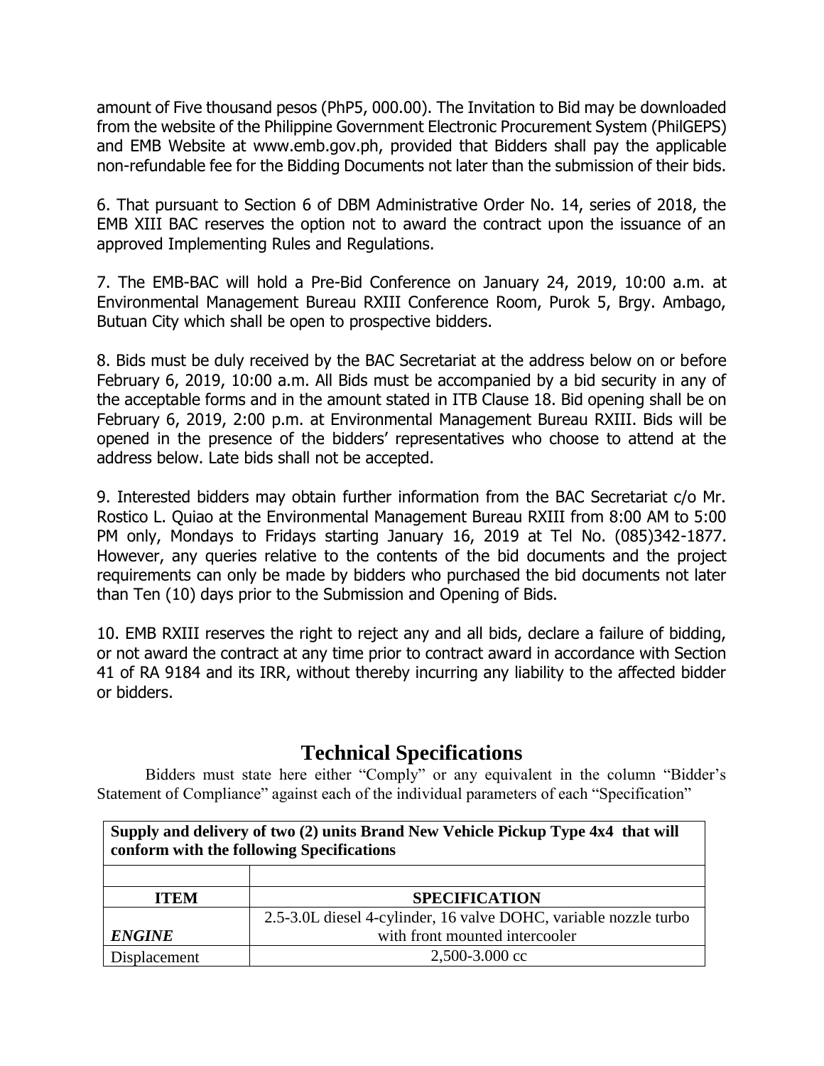amount of Five thousand pesos (PhP5, 000.00). The Invitation to Bid may be downloaded from the website of the Philippine Government Electronic Procurement System (PhilGEPS) and EMB Website at www.emb.gov.ph, provided that Bidders shall pay the applicable non-refundable fee for the Bidding Documents not later than the submission of their bids.

6. That pursuant to Section 6 of DBM Administrative Order No. 14, series of 2018, the EMB XIII BAC reserves the option not to award the contract upon the issuance of an approved Implementing Rules and Regulations.

7. The EMB-BAC will hold a Pre-Bid Conference on January 24, 2019, 10:00 a.m. at Environmental Management Bureau RXIII Conference Room, Purok 5, Brgy. Ambago, Butuan City which shall be open to prospective bidders.

8. Bids must be duly received by the BAC Secretariat at the address below on or before February 6, 2019, 10:00 a.m. All Bids must be accompanied by a bid security in any of the acceptable forms and in the amount stated in ITB Clause 18. Bid opening shall be on February 6, 2019, 2:00 p.m. at Environmental Management Bureau RXIII. Bids will be opened in the presence of the bidders' representatives who choose to attend at the address below. Late bids shall not be accepted.

9. Interested bidders may obtain further information from the BAC Secretariat c/o Mr. Rostico L. Quiao at the Environmental Management Bureau RXIII from 8:00 AM to 5:00 PM only, Mondays to Fridays starting January 16, 2019 at Tel No. (085)342-1877. However, any queries relative to the contents of the bid documents and the project requirements can only be made by bidders who purchased the bid documents not later than Ten (10) days prior to the Submission and Opening of Bids.

10. EMB RXIII reserves the right to reject any and all bids, declare a failure of bidding, or not award the contract at any time prior to contract award in accordance with Section 41 of RA 9184 and its IRR, without thereby incurring any liability to the affected bidder or bidders.

## Technical Specifications

Bidders must state here either "Comply" or any equivalent in the column "Bidder's Statement of Compliance" against each of the individual parameters of each "Specification"

| **Supply and delivery of two (2) units Brand New Vehicle Pickup Type 4x4 that will conform with the following Specifications** | |
|---|---|
| | |
| **ITEM** | **SPECIFICATION** |
| ***ENGINE*** | 2.5-3.0L diesel 4-cylinder, 16 valve DOHC, variable nozzle turbo with front mounted intercooler |
| Displacement | 2,500-3.000 cc |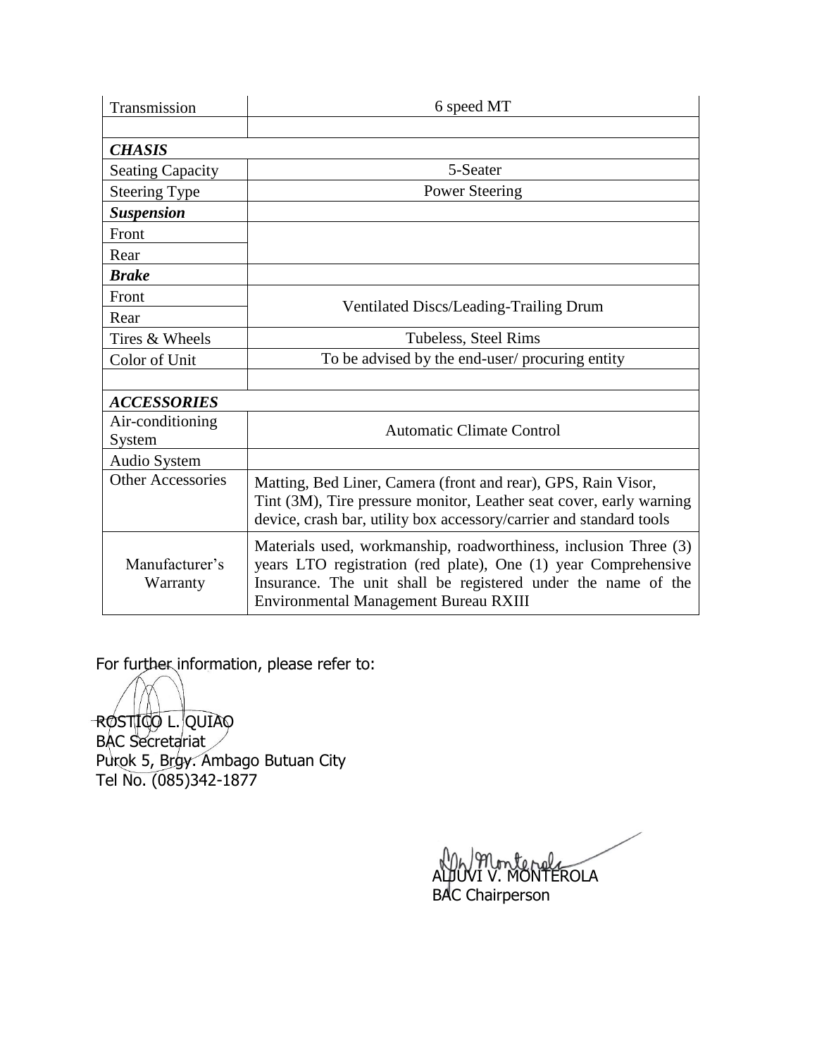| | |
|---|---|
| Transmission | 6 speed MT |
| | |
| ***CHASIS*** | |
| Seating Capacity | 5-Seater |
| Steering Type | Power Steering |
| ***Suspension*** | |
| Front | |
| Rear | |
| ***Brake*** | |
| Front | Ventilated Discs/Leading-Trailing Drum |
| Rear | |
| Tires & Wheels | Tubeless, Steel Rims |
| Color of Unit | To be advised by the end-user/ procuring entity |
| | |
| ***ACCESSORIES*** | |
| Air-conditioning System | Automatic Climate Control |
| Audio System | |
| Other Accessories | Matting, Bed Liner, Camera (front and rear), GPS, Rain Visor, Tint (3M), Tire pressure monitor, Leather seat cover, early warning device, crash bar, utility box accessory/carrier and standard tools |
| Manufacturer's Warranty | Materials used, workmanship, roadworthiness, inclusion Three (3) years LTO registration (red plate), One (1) year Comprehensive Insurance. The unit shall be registered under the name of the Environmental Management Bureau RXIII |

For further information, please refer to:

ROSTICO L. QUIAO
BAC Secretariat
Purok 5, Brgy. Ambago Butuan City
Tel No. (085)342-1877

ALJUVI V. MONTEROLA
BAC Chairperson